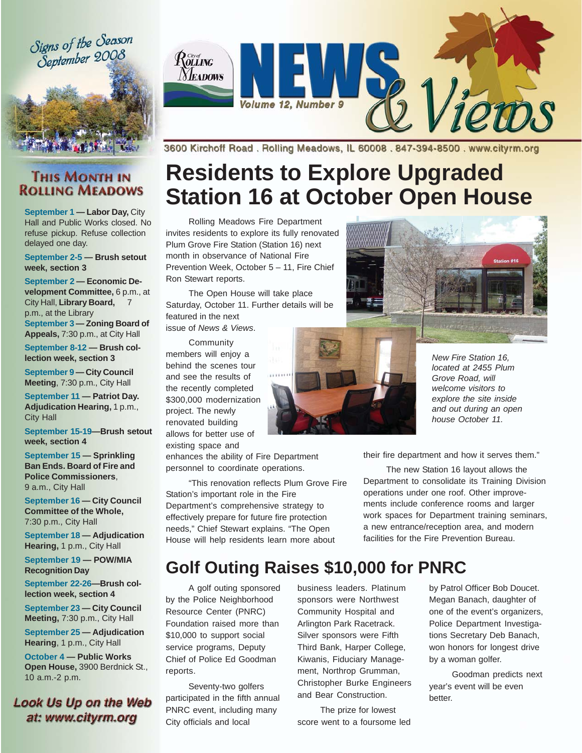# NEWS & Views

City of Rolling Meadows

Volume 12, Number 9

3600 Kirchoff Road . Rolling Meadows, IL 60008 . 847-394-8500 . www.cityrm.org

Signs of the Season September 2008

## THIS MONTH IN ROLLING MEADOWS

**September 1 — Labor Day,** City Hall and Public Works closed. No refuse pickup. Refuse collection delayed one day.

**September 2-5 — Brush setout week, section 3**

**September 2 — Economic Development Committee,** 6 p.m., at City Hall, **Library Board,** 7 p.m., at the Library

**September 3 — Zoning Board of Appeals,** 7:30 p.m., at City Hall

**September 8-12 — Brush collection week, section 3**

**September 9 — City Council Meeting**, 7:30 p.m., City Hall

**September 11 — Patriot Day. Adjudication Hearing,** 1 p.m., City Hall

**September 15-19—Brush setout week, section 4**

**September 15 — Sprinkling Ban Ends. Board of Fire and Police Commissioners**, 9 a.m., City Hall

**September 16 — City Council Committee of the Whole,** 7:30 p.m., City Hall

**September 18 — Adjudication Hearing,** 1 p.m., City Hall

**September 19 — POW/MIA Recognition Day**

**September 22-26—Brush collection week, section 4**

**September 23 — City Council Meeting,** 7:30 p.m., City Hall

**September 25 — Adjudication Hearing**, 1 p.m., City Hall

**October 4 — Public Works Open House,** 3900 Berdnick St., 10 a.m.-2 p.m.

**Look Us Up on the Web at: www.cityrm.org**

# Residents to Explore Upgraded Station 16 at October Open House

Rolling Meadows Fire Department invites residents to explore its fully renovated Plum Grove Fire Station (Station 16) next month in observance of National Fire Prevention Week, October 5 – 11, Fire Chief Ron Stewart reports.

The Open House will take place Saturday, October 11. Further details will be featured in the next issue of *News & Views*.

Community members will enjoy a behind the scenes tour and see the results of the recently completed $300,000 modernization project. The newly renovated building allows for better use of existing space and enhances the ability of Fire Department personnel to coordinate operations.

"This renovation reflects Plum Grove Fire Station's important role in the Fire Department's comprehensive strategy to effectively prepare for future fire protection needs," Chief Stewart explains. "The Open House will help residents learn more about their fire department and how it serves them."

The new Station 16 layout allows the Department to consolidate its Training Division operations under one roof. Other improvements include conference rooms and larger work spaces for Department training seminars, a new entrance/reception area, and modern facilities for the Fire Prevention Bureau.

*New Fire Station 16, located at 2455 Plum Grove Road, will welcome visitors to explore the site inside and out during an open house October 11.*

## Golf Outing Raises $10,000 for PNRC

A golf outing sponsored by the Police Neighborhood Resource Center (PNRC) Foundation raised more than $10,000 to support social service programs, Deputy Chief of Police Ed Goodman reports.

Seventy-two golfers participated in the fifth annual PNRC event, including many City officials and local business leaders. Platinum sponsors were Northwest Community Hospital and Arlington Park Racetrack. Silver sponsors were Fifth Third Bank, Harper College, Kiwanis, Fiduciary Management, Northrop Grumman, Christopher Burke Engineers and Bear Construction.

The prize for lowest score went to a foursome led by Patrol Officer Bob Doucet. Megan Banach, daughter of one of the event's organizers, Police Department Investigations Secretary Deb Banach, won honors for longest drive by a woman golfer.

Goodman predicts next year's event will be even better.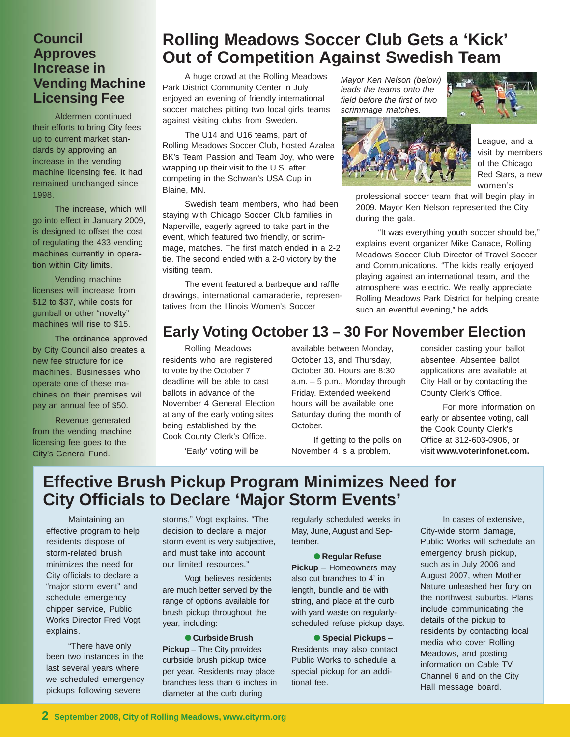## Council Approves Increase in Vending Machine Licensing Fee

Aldermen continued their efforts to bring City fees up to current market standards by approving an increase in the vending machine licensing fee. It had remained unchanged since 1998.

The increase, which will go into effect in January 2009, is designed to offset the cost of regulating the 433 vending machines currently in operation within City limits.

Vending machine licenses will increase from $12 to $37, while costs for gumball or other "novelty" machines will rise to $15.

The ordinance approved by City Council also creates a new fee structure for ice machines. Businesses who operate one of these machines on their premises will pay an annual fee of $50.

Revenue generated from the vending machine licensing fee goes to the City's General Fund.

# Rolling Meadows Soccer Club Gets a 'Kick' Out of Competition Against Swedish Team

A huge crowd at the Rolling Meadows Park District Community Center in July enjoyed an evening of friendly international soccer matches pitting two local girls teams against visiting clubs from Sweden.

The U14 and U16 teams, part of Rolling Meadows Soccer Club, hosted Azalea BK's Team Passion and Team Joy, who were wrapping up their visit to the U.S. after competing in the Schwan's USA Cup in Blaine, MN.

Swedish team members, who had been staying with Chicago Soccer Club families in Naperville, eagerly agreed to take part in the event, which featured two friendly, or scrimmage, matches. The first match ended in a 2-2 tie. The second ended with a 2-0 victory by the visiting team.

The event featured a barbeque and raffle drawings, international camaraderie, representatives from the Illinois Women's Soccer League, and a visit by members of the Chicago Red Stars, a new women's professional soccer team that will begin play in 2009. Mayor Ken Nelson represented the City during the gala.

*Mayor Ken Nelson (below) leads the teams onto the field before the first of two scrimmage matches.*

"It was everything youth soccer should be," explains event organizer Mike Canace, Rolling Meadows Soccer Club Director of Travel Soccer and Communications. "The kids really enjoyed playing against an international team, and the atmosphere was electric. We really appreciate Rolling Meadows Park District for helping create such an eventful evening," he adds.

# Early Voting October 13 – 30 For November Election

Rolling Meadows residents who are registered to vote by the October 7 deadline will be able to cast ballots in advance of the November 4 General Election at any of the early voting sites being established by the Cook County Clerk's Office.

'Early' voting will be available between Monday, October 13, and Thursday, October 30. Hours are 8:30 a.m. – 5 p.m., Monday through Friday. Extended weekend hours will be available one Saturday during the month of October.

If getting to the polls on November 4 is a problem, consider casting your ballot absentee. Absentee ballot applications are available at City Hall or by contacting the County Clerk's Office.

For more information on early or absentee voting, call the Cook County Clerk's Office at 312-603-0906, or visit **www.voterinfonet.com.**

# Effective Brush Pickup Program Minimizes Need for City Officials to Declare 'Major Storm Events'

Maintaining an effective program to help residents dispose of storm-related brush minimizes the need for City officials to declare a "major storm event" and schedule emergency chipper service, Public Works Director Fred Vogt explains.

"There have only been two instances in the last several years where we scheduled emergency pickups following severe storms," Vogt explains. "The decision to declare a major storm event is very subjective, and must take into account our limited resources."

Vogt believes residents are much better served by the range of options available for brush pickup throughout the year, including:

- **Curbside Brush Pickup** – The City provides curbside brush pickup twice per year. Residents may place branches less than 6 inches in diameter at the curb during regularly scheduled weeks in May, June, August and September.
- **Regular Refuse Pickup** – Homeowners may also cut branches to 4' in length, bundle and tie with string, and place at the curb with yard waste on regularly-scheduled refuse pickup days.
- **Special Pickups** – Residents may also contact Public Works to schedule a special pickup for an additional fee.

In cases of extensive, City-wide storm damage, Public Works will schedule an emergency brush pickup, such as in July 2006 and August 2007, when Mother Nature unleashed her fury on the northwest suburbs. Plans include communicating the details of the pickup to residents by contacting local media who cover Rolling Meadows, and posting information on Cable TV Channel 6 and on the City Hall message board.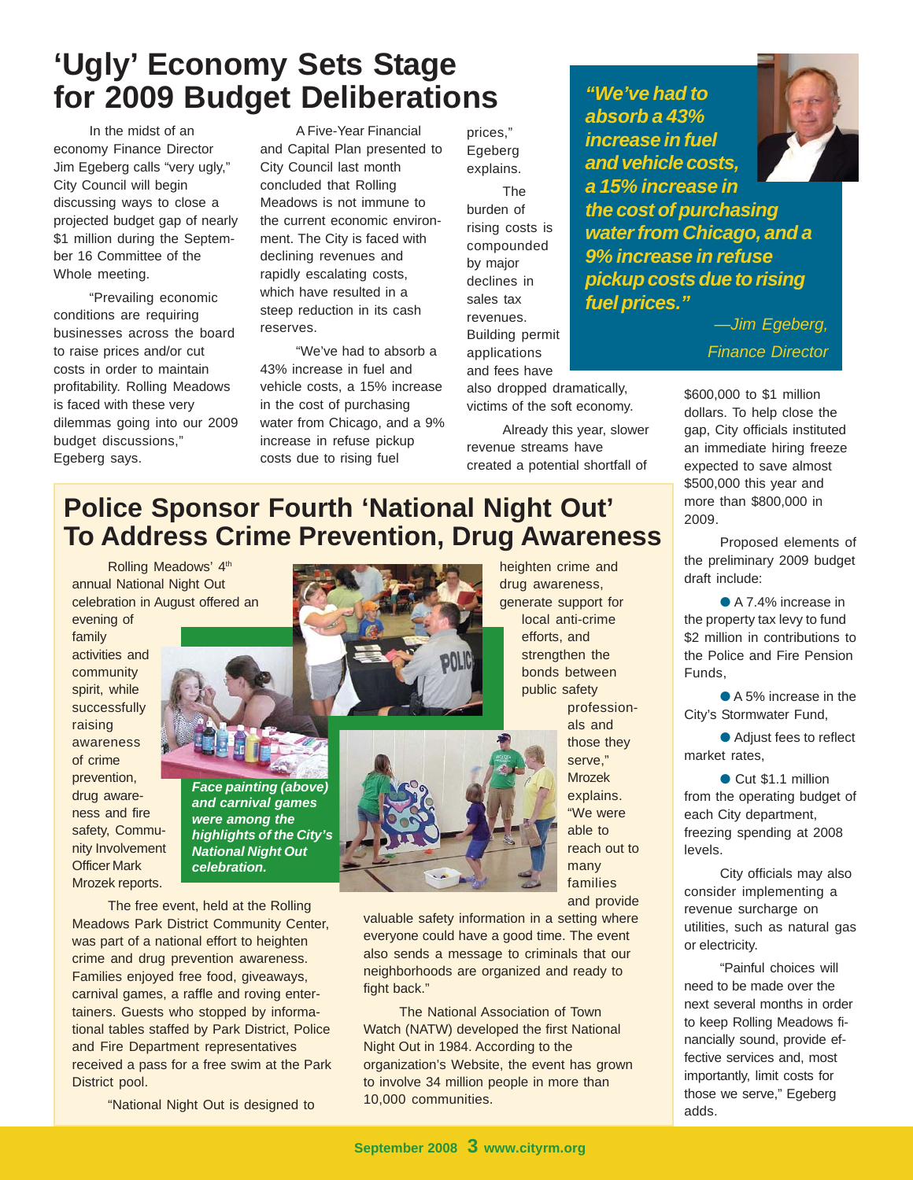# 'Ugly' Economy Sets Stage for 2009 Budget Deliberations

In the midst of an economy Finance Director Jim Egeberg calls "very ugly," City Council will begin discussing ways to close a projected budget gap of nearly $1 million during the September 16 Committee of the Whole meeting.

"Prevailing economic conditions are requiring businesses across the board to raise prices and/or cut costs in order to maintain profitability. Rolling Meadows is faced with these very dilemmas going into our 2009 budget discussions," Egeberg says.

A Five-Year Financial and Capital Plan presented to City Council last month concluded that Rolling Meadows is not immune to the current economic environment. The City is faced with declining revenues and rapidly escalating costs, which have resulted in a steep reduction in its cash reserves.

"We've had to absorb a 43% increase in fuel and vehicle costs, a 15% increase in the cost of purchasing water from Chicago, and a 9% increase in refuse pickup costs due to rising fuel prices," Egeberg explains.

The burden of rising costs is compounded by major declines in sales tax revenues. Building permit applications and fees have also dropped dramatically, victims of the soft economy.

Already this year, slower revenue streams have created a potential shortfall of $600,000 to $1 million dollars. To help close the gap, City officials instituted an immediate hiring freeze expected to save almost $500,000 this year and more than $800,000 in 2009.

> ***"We've had to absorb a 43% increase in fuel and vehicle costs, a 15% increase in the cost of purchasing water from Chicago, and a 9% increase in refuse pickup costs due to rising fuel prices."***
>
> *—Jim Egeberg, Finance Director*

Proposed elements of the preliminary 2009 budget draft include:

- A 7.4% increase in the property tax levy to fund $2 million in contributions to the Police and Fire Pension Funds,
- A 5% increase in the City's Stormwater Fund,
- Adjust fees to reflect market rates,
- Cut $1.1 million from the operating budget of each City department, freezing spending at 2008 levels.

City officials may also consider implementing a revenue surcharge on utilities, such as natural gas or electricity.

"Painful choices will need to be made over the next several months in order to keep Rolling Meadows financially sound, provide effective services and, most importantly, limit costs for those we serve," Egeberg adds.

# Police Sponsor Fourth 'National Night Out' To Address Crime Prevention, Drug Awareness

Rolling Meadows' 4th annual National Night Out celebration in August offered an evening of family activities and community spirit, while successfully raising awareness of crime prevention, drug awareness and fire safety, Community Involvement Officer Mark Mrozek reports.

*Face painting (above) and carnival games were among the highlights of the City's National Night Out celebration.*

The free event, held at the Rolling Meadows Park District Community Center, was part of a national effort to heighten crime and drug prevention awareness. Families enjoyed free food, giveaways, carnival games, a raffle and roving entertainers. Guests who stopped by informational tables staffed by Park District, Police and Fire Department representatives received a pass for a free swim at the Park District pool.

"National Night Out is designed to heighten crime and drug awareness, generate support for local anti-crime efforts, and strengthen the bonds between public safety professionals and those they serve," Mrozek explains. "We were able to reach out to many families and provide valuable safety information in a setting where everyone could have a good time. The event also sends a message to criminals that our neighborhoods are organized and ready to fight back."

The National Association of Town Watch (NATW) developed the first National Night Out in 1984. According to the organization's Website, the event has grown to involve 34 million people in more than 10,000 communities.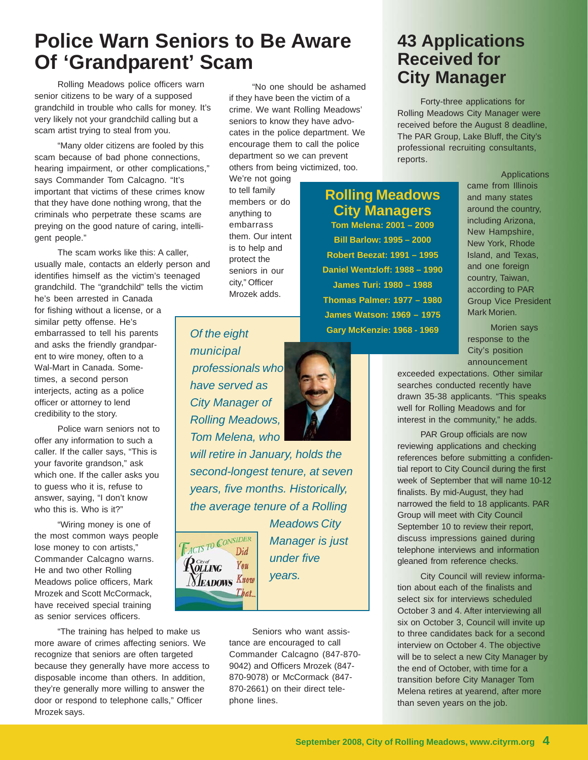# Police Warn Seniors to Be Aware Of 'Grandparent' Scam

Rolling Meadows police officers warn senior citizens to be wary of a supposed grandchild in trouble who calls for money. It's very likely not your grandchild calling but a scam artist trying to steal from you.

"Many older citizens are fooled by this scam because of bad phone connections, hearing impairment, or other complications," says Commander Tom Calcagno. "It's important that victims of these crimes know that they have done nothing wrong, that the criminals who perpetrate these scams are preying on the good nature of caring, intelligent people."

The scam works like this: A caller, usually male, contacts an elderly person and identifies himself as the victim's teenaged grandchild. The "grandchild" tells the victim he's been arrested in Canada for fishing without a license, or a similar petty offense. He's embarrassed to tell his parents and asks the friendly grandparent to wire money, often to a Wal-Mart in Canada. Sometimes, a second person interjects, acting as a police officer or attorney to lend credibility to the story.

Police warn seniors not to offer any information to such a caller. If the caller says, "This is your favorite grandson," ask which one. If the caller asks you to guess who it is, refuse to answer, saying, "I don't know who this is. Who is it?"

"Wiring money is one of the most common ways people lose money to con artists," Commander Calcagno warns. He and two other Rolling Meadows police officers, Mark Mrozek and Scott McCormack, have received special training as senior services officers.

"The training has helped to make us more aware of crimes affecting seniors. We recognize that seniors are often targeted because they generally have more access to disposable income than others. In addition, they're generally more willing to answer the door or respond to telephone calls," Officer Mrozek says.

"No one should be ashamed if they have been the victim of a crime. We want Rolling Meadows' seniors to know they have advocates in the police department. We encourage them to call the police department so we can prevent others from being victimized, too. We're not going to tell family members or do anything to embarrass them. Our intent is to help and protect the seniors in our city," Officer Mrozek adds.

Seniors who want assistance are encouraged to call Commander Calcagno (847-870-9042) and Officers Mrozek (847-870-9078) or McCormack (847-870-2661) on their direct telephone lines.

*Facts to Consider — City of Rolling Meadows — Did You Know That...*

*Of the eight municipal professionals who have served as City Manager of Rolling Meadows, Tom Melena, who will retire in January, holds the second-longest tenure, at seven years, five months. Historically, the average tenure of a Rolling Meadows City Manager is just under five years.*

# 43 Applications Received for City Manager

Forty-three applications for Rolling Meadows City Manager were received before the August 8 deadline, The PAR Group, Lake Bluff, the City's professional recruiting consultants, reports.

## Rolling Meadows City Managers

**Tom Melena: 2001 – 2009**
**Bill Barlow: 1995 – 2000**
**Robert Beezat: 1991 – 1995**
**Daniel Wentzloff: 1988 – 1990**
**James Turi: 1980 – 1988**
**Thomas Palmer: 1977 – 1980**
**James Watson: 1969 – 1975**
**Gary McKenzie: 1968 - 1969**

Applications came from Illinois and many states around the country, including Arizona, New Hampshire, New York, Rhode Island, and Texas, and one foreign country, Taiwan, according to PAR Group Vice President Mark Morien.

Morien says response to the City's position announcement exceeded expectations. Other similar searches conducted recently have drawn 35-38 applicants. "This speaks well for Rolling Meadows and for interest in the community," he adds.

PAR Group officials are now reviewing applications and checking references before submitting a confidential report to City Council during the first week of September that will name 10-12 finalists. By mid-August, they had narrowed the field to 18 applicants. PAR Group will meet with City Council September 10 to review their report, discuss impressions gained during telephone interviews and information gleaned from reference checks.

City Council will review information about each of the finalists and select six for interviews scheduled October 3 and 4. After interviewing all six on October 3, Council will invite up to three candidates back for a second interview on October 4. The objective will be to select a new City Manager by the end of October, with time for a transition before City Manager Tom Melena retires at yearend, after more than seven years on the job.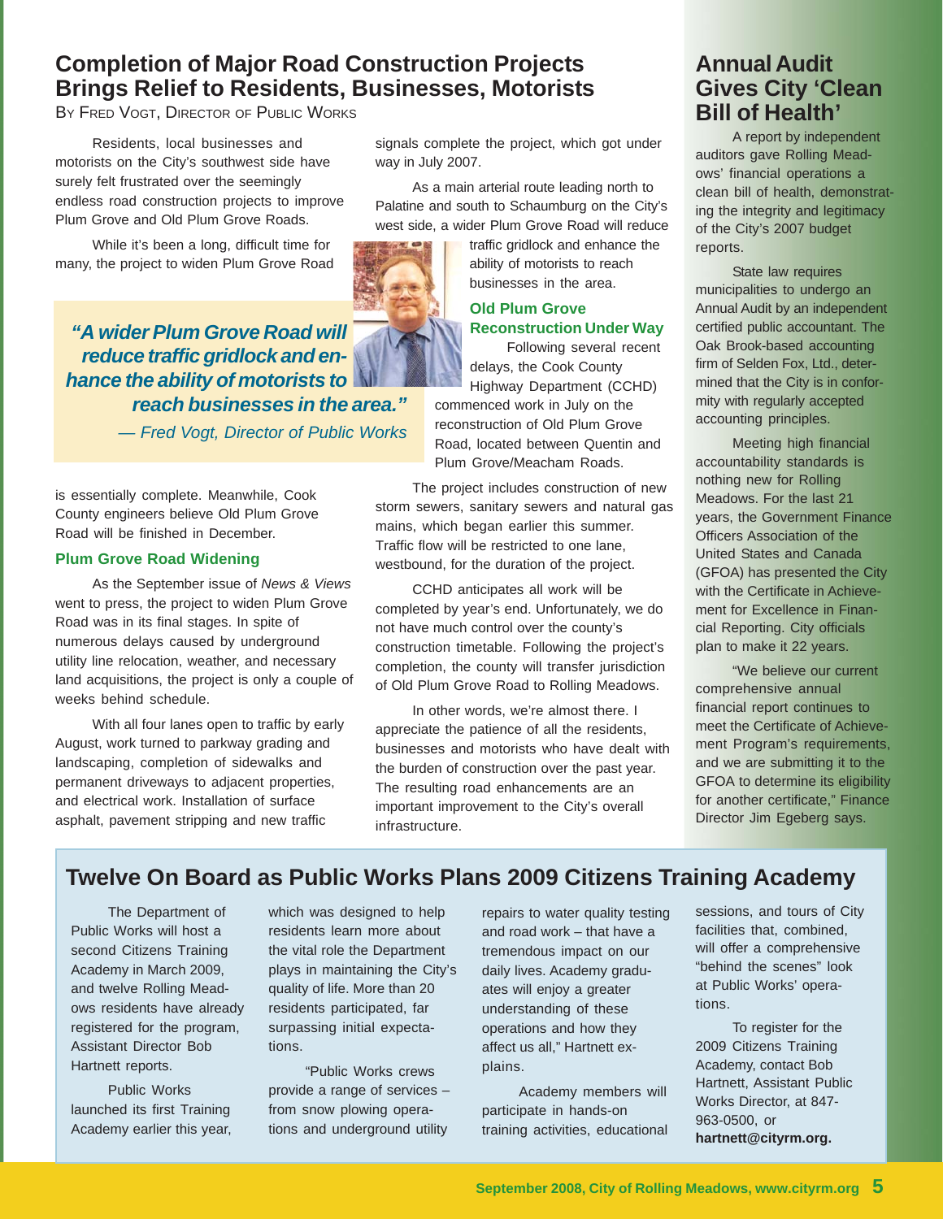## Completion of Major Road Construction Projects Brings Relief to Residents, Businesses, Motorists

By Fred Vogt, Director of Public Works

Residents, local businesses and motorists on the City's southwest side have surely felt frustrated over the seemingly endless road construction projects to improve Plum Grove and Old Plum Grove Roads.

While it's been a long, difficult time for many, the project to widen Plum Grove Road is essentially complete. Meanwhile, Cook County engineers believe Old Plum Grove Road will be finished in December.

> *"A wider Plum Grove Road will reduce traffic gridlock and enhance the ability of motorists to reach businesses in the area."*
> *— Fred Vogt, Director of Public Works*

### Plum Grove Road Widening

As the September issue of *News & Views* went to press, the project to widen Plum Grove Road was in its final stages. In spite of numerous delays caused by underground utility line relocation, weather, and necessary land acquisitions, the project is only a couple of weeks behind schedule.

With all four lanes open to traffic by early August, work turned to parkway grading and landscaping, completion of sidewalks and permanent driveways to adjacent properties, and electrical work. Installation of surface asphalt, pavement stripping and new traffic signals complete the project, which got under way in July 2007.

As a main arterial route leading north to Palatine and south to Schaumburg on the City's west side, a wider Plum Grove Road will reduce traffic gridlock and enhance the ability of motorists to reach businesses in the area.

### Old Plum Grove Reconstruction Under Way

Following several recent delays, the Cook County Highway Department (CCHD) commenced work in July on the reconstruction of Old Plum Grove Road, located between Quentin and Plum Grove/Meacham Roads.

The project includes construction of new storm sewers, sanitary sewers and natural gas mains, which began earlier this summer. Traffic flow will be restricted to one lane, westbound, for the duration of the project.

CCHD anticipates all work will be completed by year's end. Unfortunately, we do not have much control over the county's construction timetable. Following the project's completion, the county will transfer jurisdiction of Old Plum Grove Road to Rolling Meadows.

In other words, we're almost there. I appreciate the patience of all the residents, businesses and motorists who have dealt with the burden of construction over the past year. The resulting road enhancements are an important improvement to the City's overall infrastructure.

## Annual Audit Gives City 'Clean Bill of Health'

A report by independent auditors gave Rolling Meadows' financial operations a clean bill of health, demonstrating the integrity and legitimacy of the City's 2007 budget reports.

State law requires municipalities to undergo an Annual Audit by an independent certified public accountant. The Oak Brook-based accounting firm of Selden Fox, Ltd., determined that the City is in conformity with regularly accepted accounting principles.

Meeting high financial accountability standards is nothing new for Rolling Meadows. For the last 21 years, the Government Finance Officers Association of the United States and Canada (GFOA) has presented the City with the Certificate in Achievement for Excellence in Financial Reporting. City officials plan to make it 22 years.

"We believe our current comprehensive annual financial report continues to meet the Certificate of Achievement Program's requirements, and we are submitting it to the GFOA to determine its eligibility for another certificate," Finance Director Jim Egeberg says.

## Twelve On Board as Public Works Plans 2009 Citizens Training Academy

The Department of Public Works will host a second Citizens Training Academy in March 2009, and twelve Rolling Meadows residents have already registered for the program, Assistant Director Bob Hartnett reports.

Public Works launched its first Training Academy earlier this year, which was designed to help residents learn more about the vital role the Department plays in maintaining the City's quality of life. More than 20 residents participated, far surpassing initial expectations.

"Public Works crews provide a range of services – from snow plowing operations and underground utility repairs to water quality testing and road work – that have a tremendous impact on our daily lives. Academy graduates will enjoy a greater understanding of these operations and how they affect us all," Hartnett explains.

Academy members will participate in hands-on training activities, educational sessions, and tours of City facilities that, combined, will offer a comprehensive "behind the scenes" look at Public Works' operations.

To register for the 2009 Citizens Training Academy, contact Bob Hartnett, Assistant Public Works Director, at 847-963-0500, or **hartnett@cityrm.org.**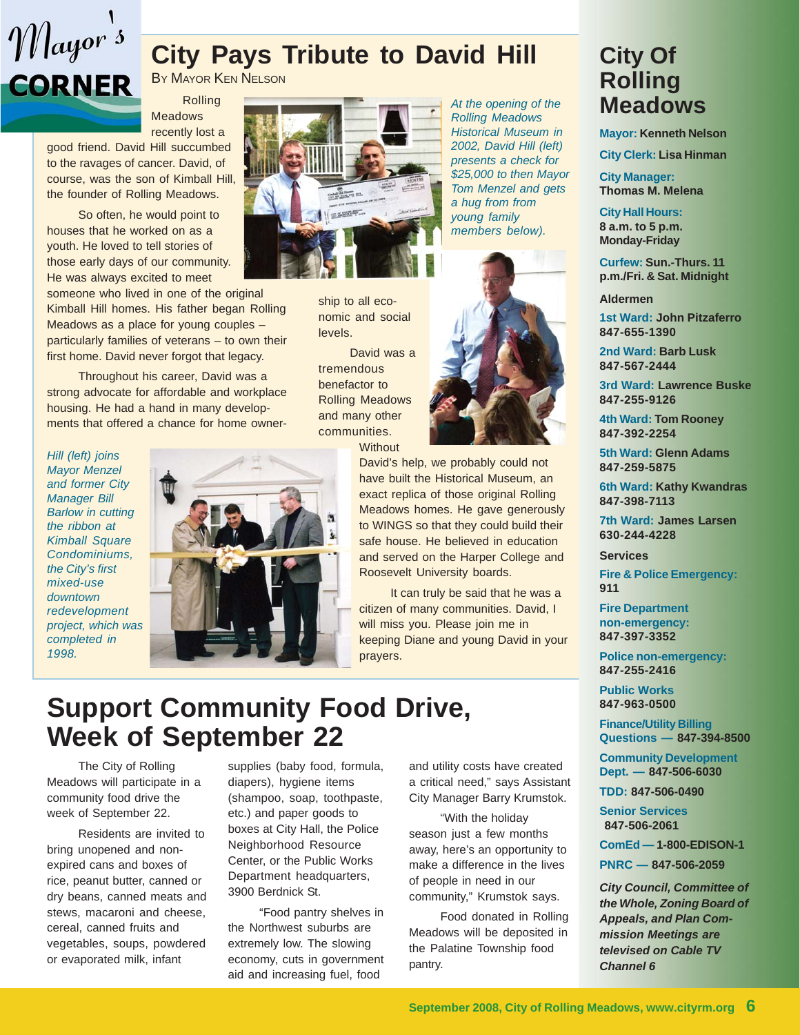Mayor's CORNER

# City Pays Tribute to David Hill

By Mayor Ken Nelson

Rolling Meadows recently lost a good friend. David Hill succumbed to the ravages of cancer. David, of course, was the son of Kimball Hill, the founder of Rolling Meadows.

So often, he would point to houses that he worked on as a youth. He loved to tell stories of those early days of our community. He was always excited to meet someone who lived in one of the original Kimball Hill homes. His father began Rolling Meadows as a place for young couples – particularly families of veterans – to own their first home. David never forgot that legacy.

Throughout his career, David was a strong advocate for affordable and workplace housing. He had a hand in many developments that offered a chance for home ownership to all economic and social levels.

David was a tremendous benefactor to Rolling Meadows and many other communities. Without David's help, we probably could not have built the Historical Museum, an exact replica of those original Rolling Meadows homes. He gave generously to WINGS so that they could build their safe house. He believed in education and served on the Harper College and Roosevelt University boards.

It can truly be said that he was a citizen of many communities. David, I will miss you. Please join me in keeping Diane and young David in your prayers.

*At the opening of the Rolling Meadows Historical Museum in 2002, David Hill (left) presents a check for $25,000 to then Mayor Tom Menzel and gets a hug from from young family members below).*

*Hill (left) joins Mayor Menzel and former City Manager Bill Barlow in cutting the ribbon at Kimball Square Condominiums, the City's first mixed-use downtown redevelopment project, which was completed in 1998.*

# Support Community Food Drive, Week of September 22

The City of Rolling Meadows will participate in a community food drive the week of September 22.

Residents are invited to bring unopened and non-expired cans and boxes of rice, peanut butter, canned or dry beans, canned meats and stews, macaroni and cheese, cereal, canned fruits and vegetables, soups, powdered or evaporated milk, infant supplies (baby food, formula, diapers), hygiene items (shampoo, soap, toothpaste, etc.) and paper goods to boxes at City Hall, the Police Neighborhood Resource Center, or the Public Works Department headquarters, 3900 Berdnick St.

"Food pantry shelves in the Northwest suburbs are extremely low. The slowing economy, cuts in government aid and increasing fuel, food and utility costs have created a critical need," says Assistant City Manager Barry Krumstok.

"With the holiday season just a few months away, here's an opportunity to make a difference in the lives of people in need in our community," Krumstok says.

Food donated in Rolling Meadows will be deposited in the Palatine Township food pantry.

## City Of Rolling Meadows

**Mayor:** Kenneth Nelson

**City Clerk:** Lisa Hinman

**City Manager:** Thomas M. Melena

**City Hall Hours:** 8 a.m. to 5 p.m. Monday-Friday

**Curfew:** Sun.-Thurs. 11 p.m./Fri. & Sat. Midnight

**Aldermen**

**1st Ward:** John Pitzaferro 847-655-1390

**2nd Ward:** Barb Lusk 847-567-2444

**3rd Ward:** Lawrence Buske 847-255-9126

**4th Ward:** Tom Rooney 847-392-2254

**5th Ward:** Glenn Adams 847-259-5875

**6th Ward:** Kathy Kwandras 847-398-7113

**7th Ward:** James Larsen 630-244-4228

**Services**

**Fire & Police Emergency:** 911

**Fire Department non-emergency:** 847-397-3352

**Police non-emergency:** 847-255-2416

**Public Works** 847-963-0500

**Finance/Utility Billing Questions** — 847-394-8500

**Community Development Dept.** — 847-506-6030

**TDD:** 847-506-0490

**Senior Services** 847-506-2061

**ComEd** — 1-800-EDISON-1

**PNRC** — 847-506-2059

***City Council, Committee of the Whole, Zoning Board of Appeals, and Plan Commission Meetings are televised on Cable TV Channel 6***